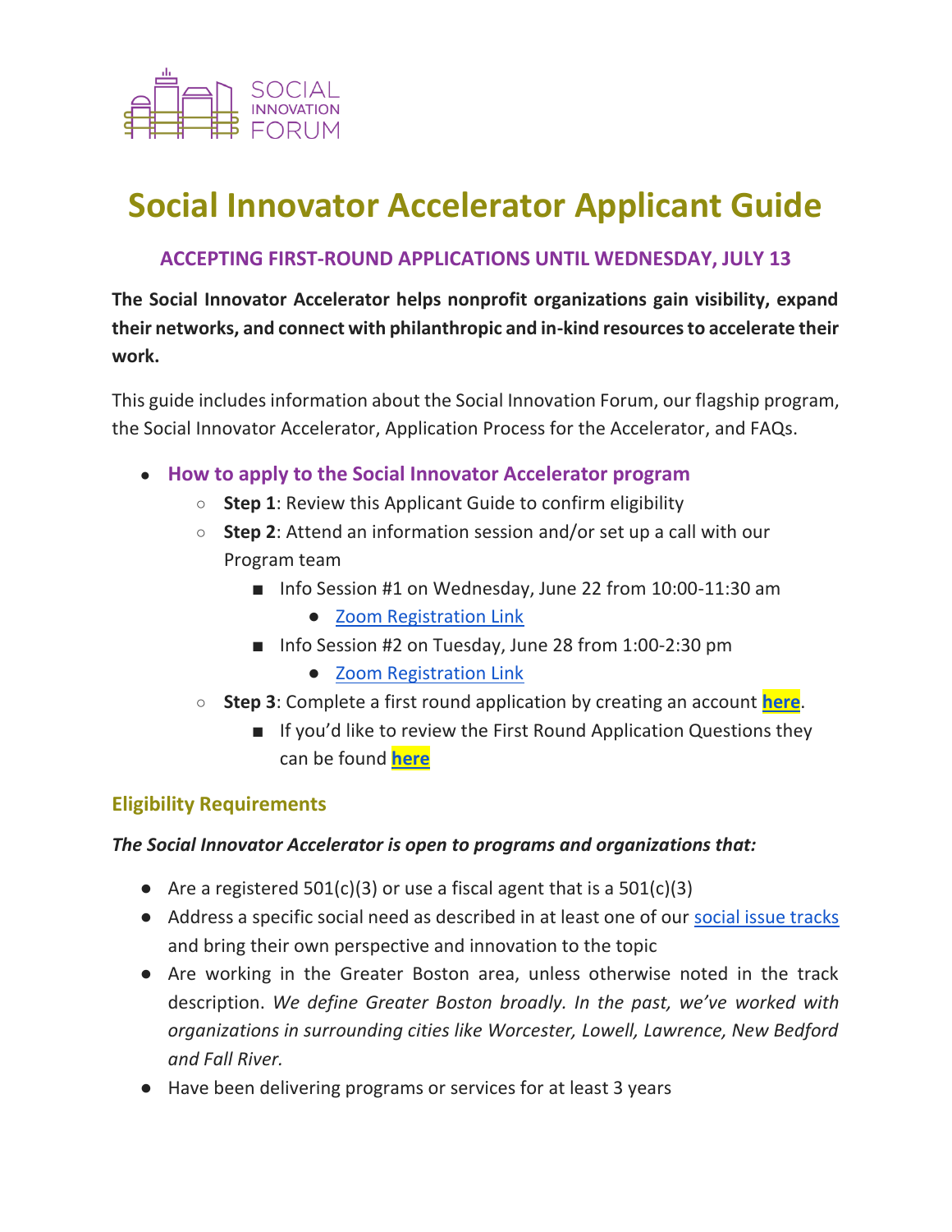SOCIAL INNOVATION FORUM

# Social Innovator Accelerator Applicant Guide

### ACCEPTING FIRST-ROUND APPLICATIONS UNTIL WEDNESDAY, JULY 13

**The Social Innovator Accelerator helps nonprofit organizations gain visibility, expand their networks, and connect with philanthropic and in-kind resources to accelerate their work.**

This guide includes information about the Social Innovation Forum, our flagship program, the Social Innovator Accelerator, Application Process for the Accelerator, and FAQs.

- **How to apply to the Social Innovator Accelerator program**
  - **Step 1**: Review this Applicant Guide to confirm eligibility
  - **Step 2**: Attend an information session and/or set up a call with our Program team
    - Info Session #1 on Wednesday, June 22 from 10:00-11:30 am
      - Zoom Registration Link
    - Info Session #2 on Tuesday, June 28 from 1:00-2:30 pm
      - Zoom Registration Link
  - **Step 3**: Complete a first round application by creating an account **here**.
    - If you'd like to review the First Round Application Questions they can be found **here**

### Eligibility Requirements

***The Social Innovator Accelerator is open to programs and organizations that:***

- Are a registered 501(c)(3) or use a fiscal agent that is a 501(c)(3)
- Address a specific social need as described in at least one of our social issue tracks and bring their own perspective and innovation to the topic
- Are working in the Greater Boston area, unless otherwise noted in the track description. *We define Greater Boston broadly. In the past, we've worked with organizations in surrounding cities like Worcester, Lowell, Lawrence, New Bedford and Fall River.*
- Have been delivering programs or services for at least 3 years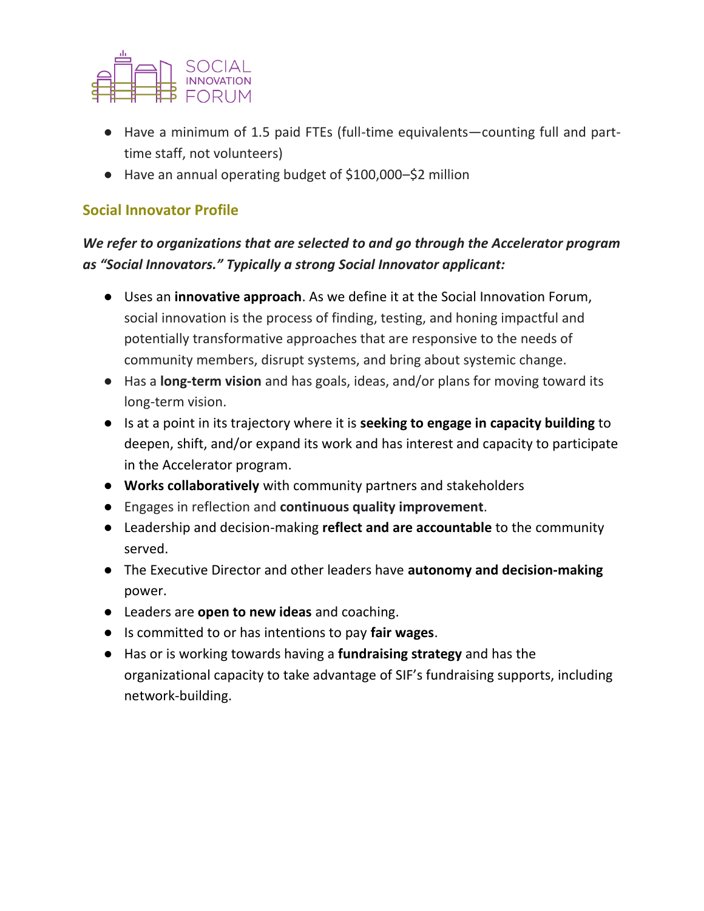- Have a minimum of 1.5 paid FTEs (full-time equivalents—counting full and part-time staff, not volunteers)
- Have an annual operating budget of $100,000–$2 million

### Social Innovator Profile

***We refer to organizations that are selected to and go through the Accelerator program as "Social Innovators." Typically a strong Social Innovator applicant:***

- Uses an **innovative approach**. As we define it at the Social Innovation Forum, social innovation is the process of finding, testing, and honing impactful and potentially transformative approaches that are responsive to the needs of community members, disrupt systems, and bring about systemic change.
- Has a **long-term vision** and has goals, ideas, and/or plans for moving toward its long-term vision.
- Is at a point in its trajectory where it is **seeking to engage in capacity building** to deepen, shift, and/or expand its work and has interest and capacity to participate in the Accelerator program.
- **Works collaboratively** with community partners and stakeholders
- Engages in reflection and **continuous quality improvement**.
- Leadership and decision-making **reflect and are accountable** to the community served.
- The Executive Director and other leaders have **autonomy and decision-making** power.
- Leaders are **open to new ideas** and coaching.
- Is committed to or has intentions to pay **fair wages**.
- Has or is working towards having a **fundraising strategy** and has the organizational capacity to take advantage of SIF's fundraising supports, including network-building.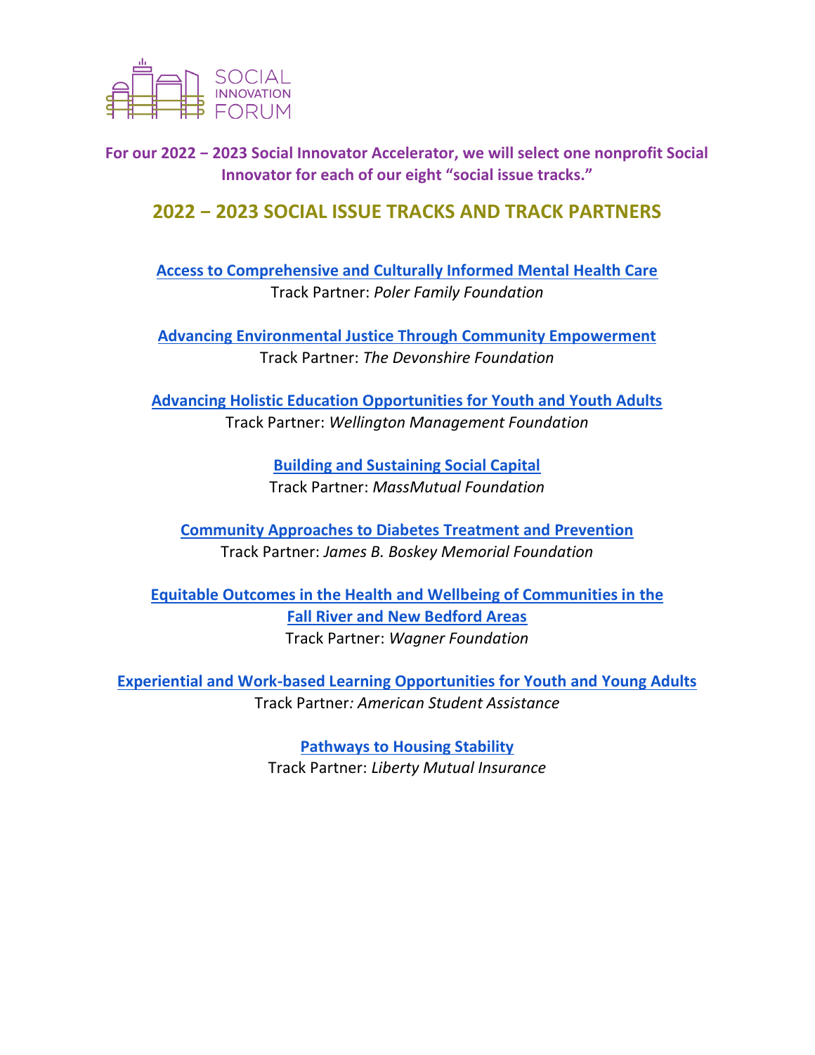SOCIAL INNOVATION FORUM

**For our 2022 – 2023 Social Innovator Accelerator, we will select one nonprofit Social Innovator for each of our eight "social issue tracks."**

## 2022 – 2023 SOCIAL ISSUE TRACKS AND TRACK PARTNERS

**Access to Comprehensive and Culturally Informed Mental Health Care**
Track Partner: *Poler Family Foundation*

**Advancing Environmental Justice Through Community Empowerment**
Track Partner: *The Devonshire Foundation*

**Advancing Holistic Education Opportunities for Youth and Youth Adults**
Track Partner: *Wellington Management Foundation*

**Building and Sustaining Social Capital**
Track Partner: *MassMutual Foundation*

**Community Approaches to Diabetes Treatment and Prevention**
Track Partner: *James B. Boskey Memorial Foundation*

**Equitable Outcomes in the Health and Wellbeing of Communities in the Fall River and New Bedford Areas**
Track Partner: *Wagner Foundation*

**Experiential and Work-based Learning Opportunities for Youth and Young Adults**
Track Partner*: American Student Assistance*

**Pathways to Housing Stability**
Track Partner: *Liberty Mutual Insurance*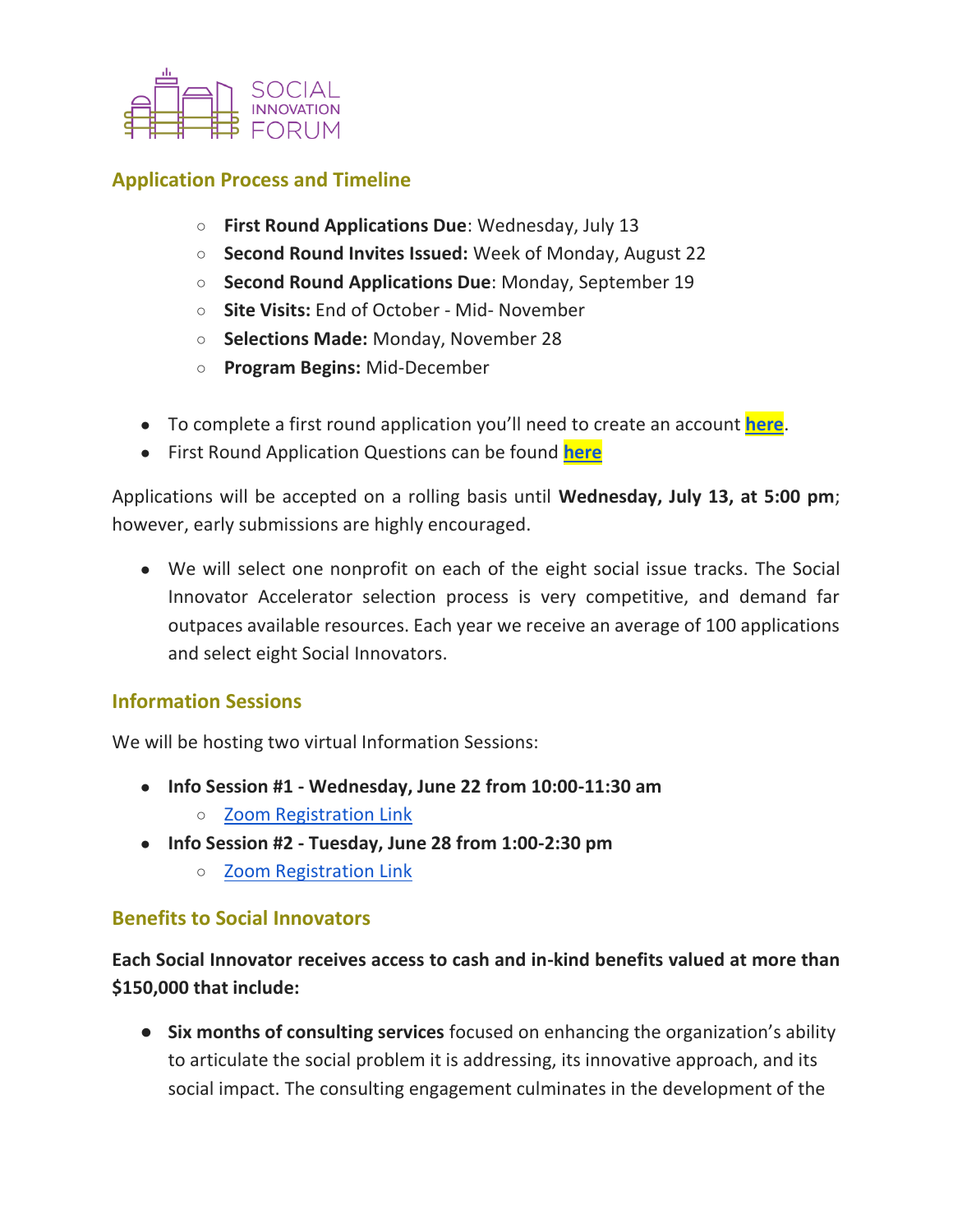## Application Process and Timeline

- **First Round Applications Due**: Wednesday, July 13
- **Second Round Invites Issued:** Week of Monday, August 22
- **Second Round Applications Due**: Monday, September 19
- **Site Visits:** End of October - Mid- November
- **Selections Made:** Monday, November 28
- **Program Begins:** Mid-December

- To complete a first round application you'll need to create an account **here**.
- First Round Application Questions can be found **here**

Applications will be accepted on a rolling basis until **Wednesday, July 13, at 5:00 pm**; however, early submissions are highly encouraged.

- We will select one nonprofit on each of the eight social issue tracks. The Social Innovator Accelerator selection process is very competitive, and demand far outpaces available resources. Each year we receive an average of 100 applications and select eight Social Innovators.

## Information Sessions

We will be hosting two virtual Information Sessions:

- **Info Session #1 - Wednesday, June 22 from 10:00-11:30 am**
  - Zoom Registration Link
- **Info Session #2 - Tuesday, June 28 from 1:00-2:30 pm**
  - Zoom Registration Link

## Benefits to Social Innovators

**Each Social Innovator receives access to cash and in-kind benefits valued at more than $150,000 that include:**

- **Six months of consulting services** focused on enhancing the organization's ability to articulate the social problem it is addressing, its innovative approach, and its social impact. The consulting engagement culminates in the development of the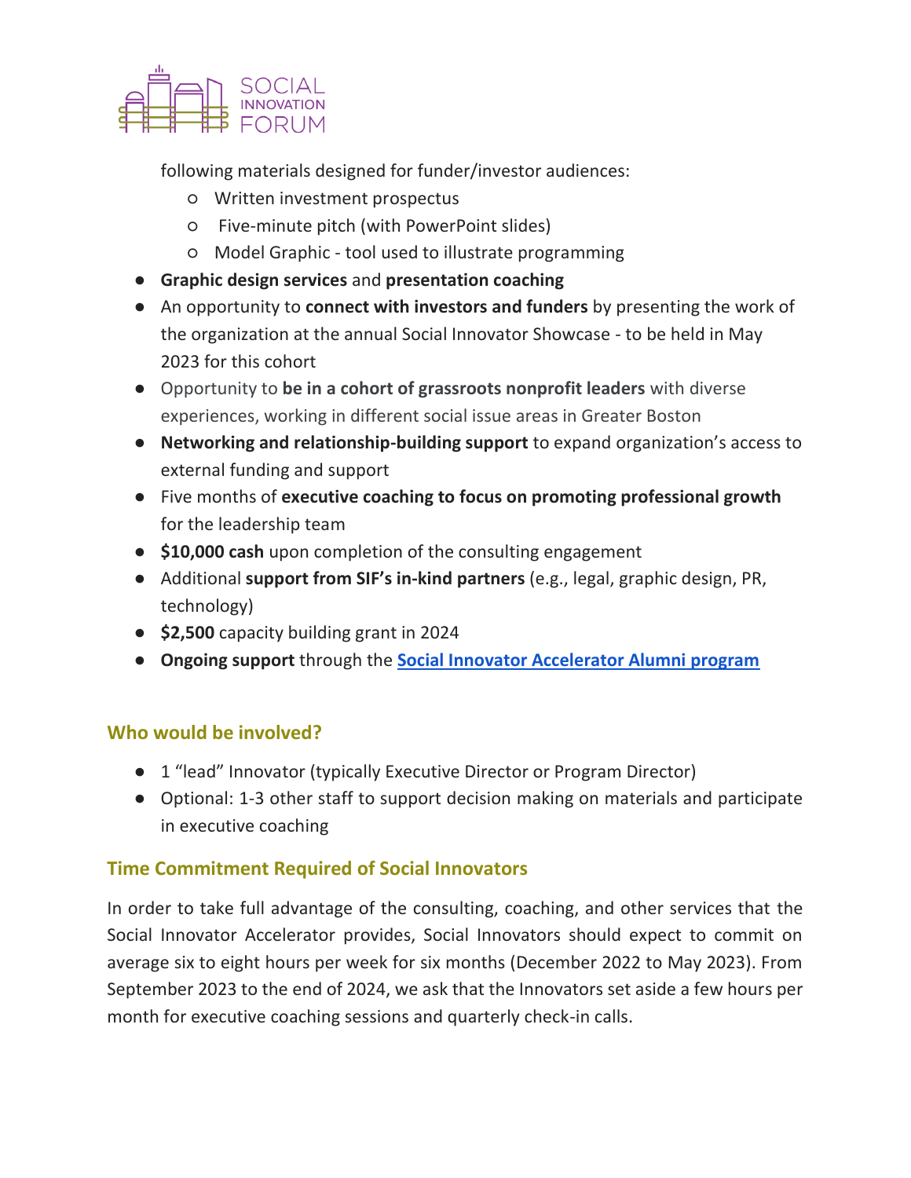following materials designed for funder/investor audiences:
  - Written investment prospectus
  - Five-minute pitch (with PowerPoint slides)
  - Model Graphic - tool used to illustrate programming
- **Graphic design services** and **presentation coaching**
- An opportunity to **connect with investors and funders** by presenting the work of the organization at the annual Social Innovator Showcase - to be held in May 2023 for this cohort
- Opportunity to **be in a cohort of grassroots nonprofit leaders** with diverse experiences, working in different social issue areas in Greater Boston
- **Networking and relationship-building support** to expand organization's access to external funding and support
- Five months of **executive coaching to focus on promoting professional growth** for the leadership team
- **$10,000 cash** upon completion of the consulting engagement
- Additional **support from SIF's in-kind partners** (e.g., legal, graphic design, PR, technology)
- **$2,500** capacity building grant in 2024
- **Ongoing support** through the **Social Innovator Accelerator Alumni program**

## Who would be involved?

- 1 "lead" Innovator (typically Executive Director or Program Director)
- Optional: 1-3 other staff to support decision making on materials and participate in executive coaching

## Time Commitment Required of Social Innovators

In order to take full advantage of the consulting, coaching, and other services that the Social Innovator Accelerator provides, Social Innovators should expect to commit on average six to eight hours per week for six months (December 2022 to May 2023). From September 2023 to the end of 2024, we ask that the Innovators set aside a few hours per month for executive coaching sessions and quarterly check-in calls.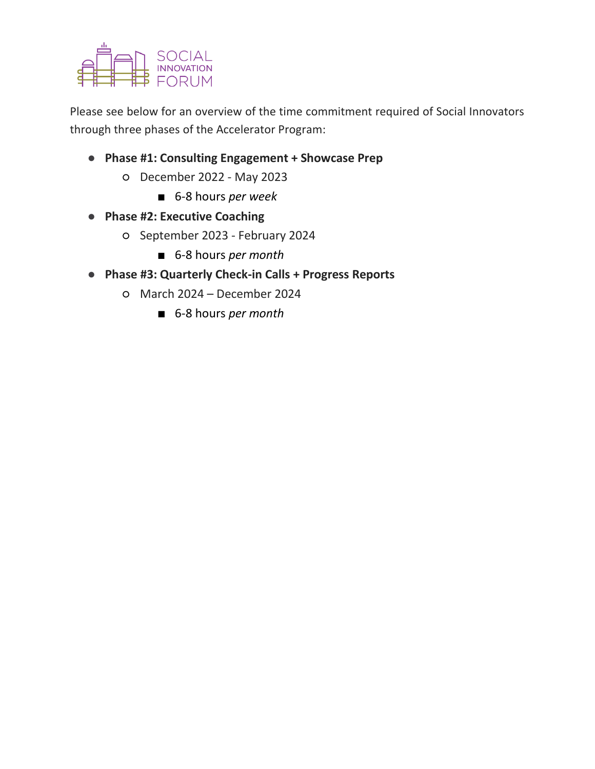Please see below for an overview of the time commitment required of Social Innovators through three phases of the Accelerator Program:

- **Phase #1: Consulting Engagement + Showcase Prep**
  - December 2022 - May 2023
    - 6-8 hours *per week*
- **Phase #2: Executive Coaching**
  - September 2023 - February 2024
    - 6-8 hours *per month*
- **Phase #3: Quarterly Check-in Calls + Progress Reports**
  - March 2024 – December 2024
    - 6-8 hours *per month*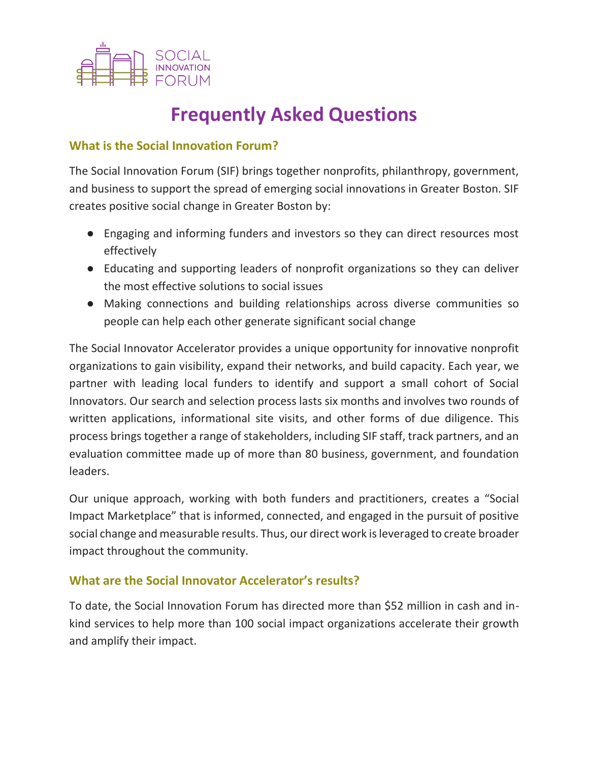# Frequently Asked Questions

## What is the Social Innovation Forum?

The Social Innovation Forum (SIF) brings together nonprofits, philanthropy, government, and business to support the spread of emerging social innovations in Greater Boston. SIF creates positive social change in Greater Boston by:

- Engaging and informing funders and investors so they can direct resources most effectively
- Educating and supporting leaders of nonprofit organizations so they can deliver the most effective solutions to social issues
- Making connections and building relationships across diverse communities so people can help each other generate significant social change

The Social Innovator Accelerator provides a unique opportunity for innovative nonprofit organizations to gain visibility, expand their networks, and build capacity. Each year, we partner with leading local funders to identify and support a small cohort of Social Innovators. Our search and selection process lasts six months and involves two rounds of written applications, informational site visits, and other forms of due diligence. This process brings together a range of stakeholders, including SIF staff, track partners, and an evaluation committee made up of more than 80 business, government, and foundation leaders.

Our unique approach, working with both funders and practitioners, creates a "Social Impact Marketplace" that is informed, connected, and engaged in the pursuit of positive social change and measurable results. Thus, our direct work is leveraged to create broader impact throughout the community.

## What are the Social Innovator Accelerator's results?

To date, the Social Innovation Forum has directed more than $52 million in cash and in-kind services to help more than 100 social impact organizations accelerate their growth and amplify their impact.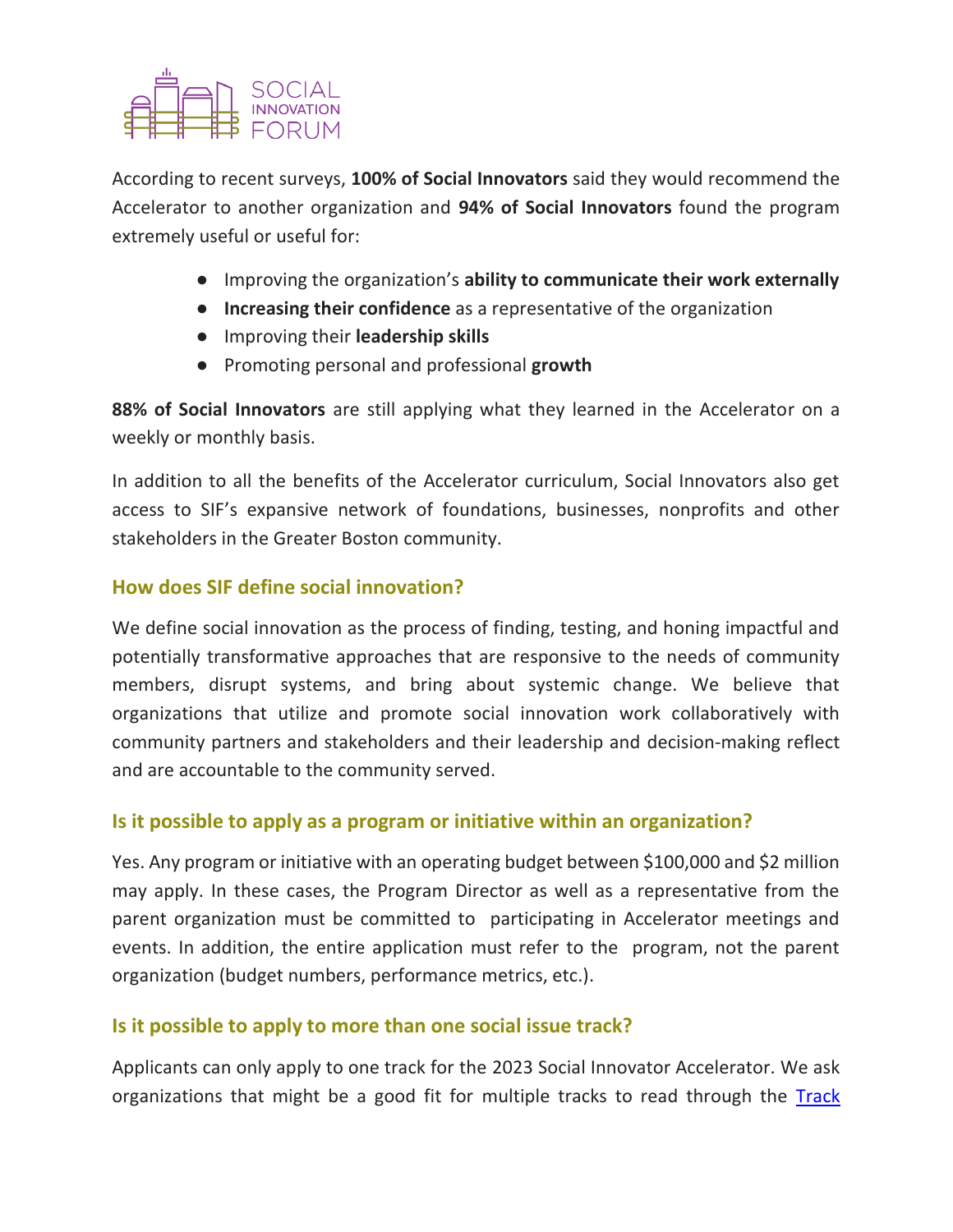According to recent surveys, **100% of Social Innovators** said they would recommend the Accelerator to another organization and **94% of Social Innovators** found the program extremely useful or useful for:

- Improving the organization's **ability to communicate their work externally**
- **Increasing their confidence** as a representative of the organization
- Improving their **leadership skills**
- Promoting personal and professional **growth**

**88% of Social Innovators** are still applying what they learned in the Accelerator on a weekly or monthly basis.

In addition to all the benefits of the Accelerator curriculum, Social Innovators also get access to SIF's expansive network of foundations, businesses, nonprofits and other stakeholders in the Greater Boston community.

### How does SIF define social innovation?

We define social innovation as the process of finding, testing, and honing impactful and potentially transformative approaches that are responsive to the needs of community members, disrupt systems, and bring about systemic change. We believe that organizations that utilize and promote social innovation work collaboratively with community partners and stakeholders and their leadership and decision-making reflect and are accountable to the community served.

### Is it possible to apply as a program or initiative within an organization?

Yes. Any program or initiative with an operating budget between $100,000 and $2 million may apply. In these cases, the Program Director as well as a representative from the parent organization must be committed to participating in Accelerator meetings and events. In addition, the entire application must refer to the program, not the parent organization (budget numbers, performance metrics, etc.).

### Is it possible to apply to more than one social issue track?

Applicants can only apply to one track for the 2023 Social Innovator Accelerator. We ask organizations that might be a good fit for multiple tracks to read through the Track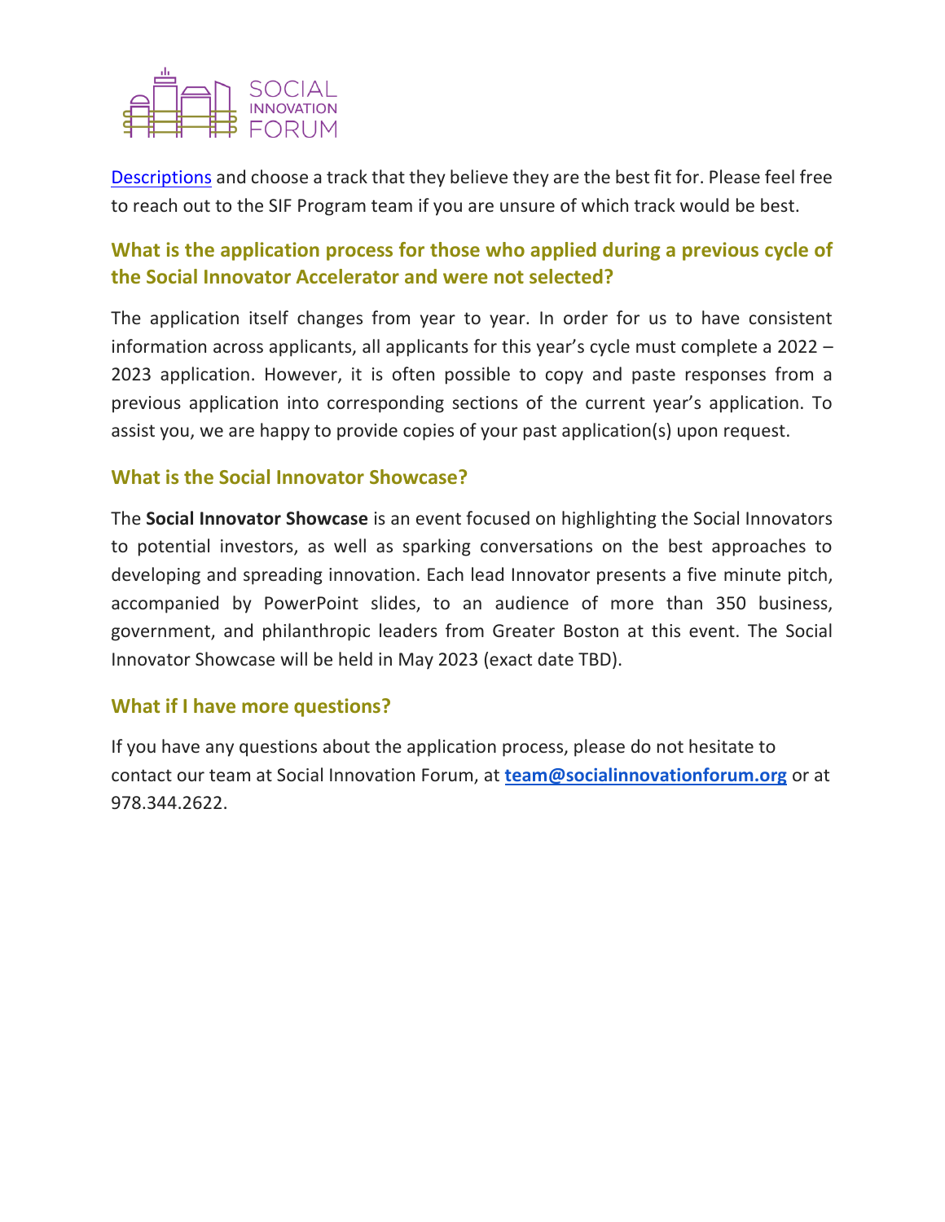Descriptions and choose a track that they believe they are the best fit for. Please feel free to reach out to the SIF Program team if you are unsure of which track would be best.

### What is the application process for those who applied during a previous cycle of the Social Innovator Accelerator and were not selected?

The application itself changes from year to year. In order for us to have consistent information across applicants, all applicants for this year's cycle must complete a 2022 – 2023 application. However, it is often possible to copy and paste responses from a previous application into corresponding sections of the current year's application. To assist you, we are happy to provide copies of your past application(s) upon request.

### What is the Social Innovator Showcase?

The **Social Innovator Showcase** is an event focused on highlighting the Social Innovators to potential investors, as well as sparking conversations on the best approaches to developing and spreading innovation. Each lead Innovator presents a five minute pitch, accompanied by PowerPoint slides, to an audience of more than 350 business, government, and philanthropic leaders from Greater Boston at this event. The Social Innovator Showcase will be held in May 2023 (exact date TBD).

### What if I have more questions?

If you have any questions about the application process, please do not hesitate to contact our team at Social Innovation Forum, at **team@socialinnovationforum.org** or at 978.344.2622.